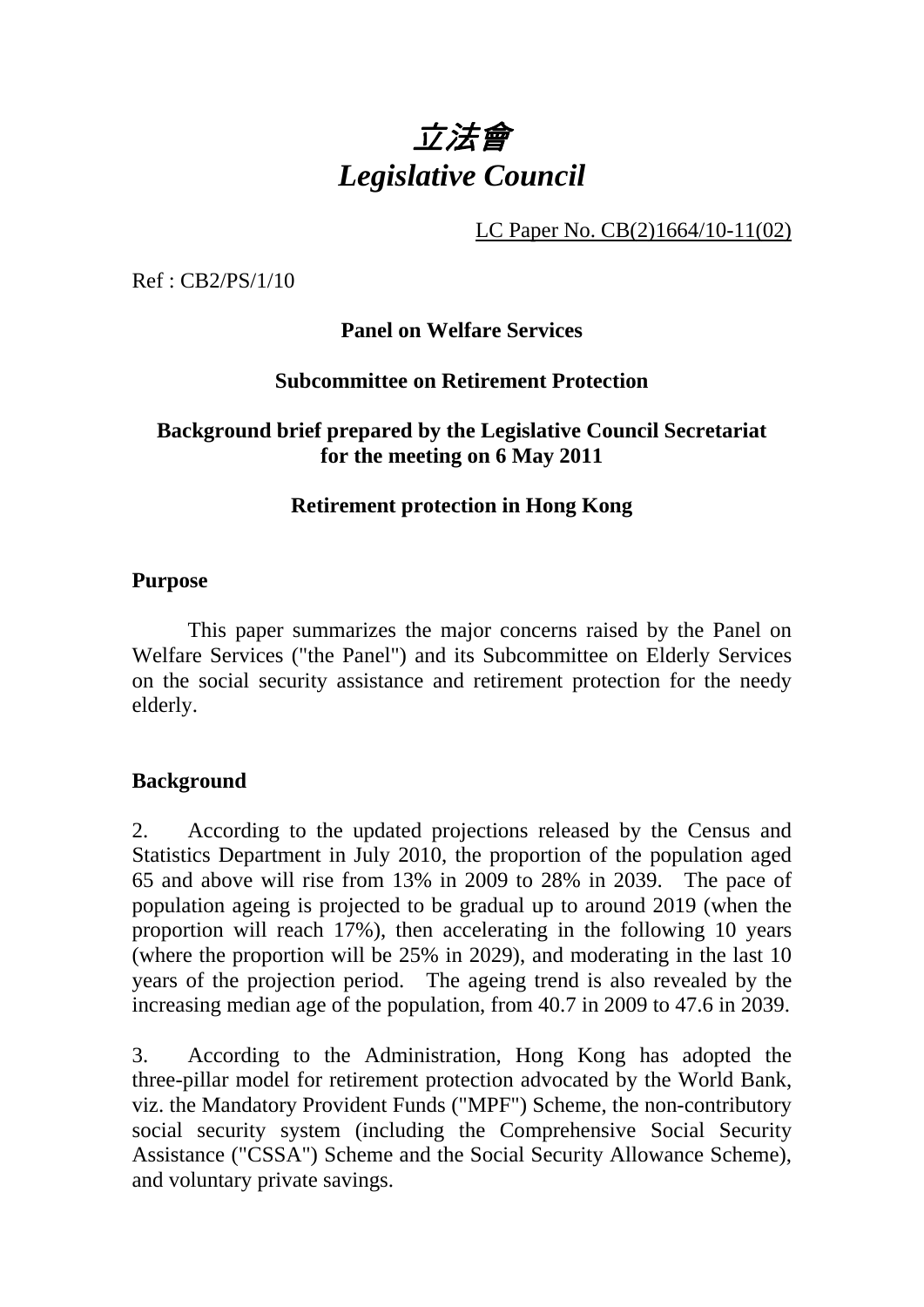# *立法會*
# *Legislative Council*

LC Paper No. CB(2)1664/10-11(02)

Ref : CB2/PS/1/10

**Panel on Welfare Services**

**Subcommittee on Retirement Protection**

**Background brief prepared by the Legislative Council Secretariat for the meeting on 6 May 2011**

**Retirement protection in Hong Kong**

## Purpose

This paper summarizes the major concerns raised by the Panel on Welfare Services ("the Panel") and its Subcommittee on Elderly Services on the social security assistance and retirement protection for the needy elderly.

## Background

2. According to the updated projections released by the Census and Statistics Department in July 2010, the proportion of the population aged 65 and above will rise from 13% in 2009 to 28% in 2039. The pace of population ageing is projected to be gradual up to around 2019 (when the proportion will reach 17%), then accelerating in the following 10 years (where the proportion will be 25% in 2029), and moderating in the last 10 years of the projection period. The ageing trend is also revealed by the increasing median age of the population, from 40.7 in 2009 to 47.6 in 2039.

3. According to the Administration, Hong Kong has adopted the three-pillar model for retirement protection advocated by the World Bank, viz. the Mandatory Provident Funds ("MPF") Scheme, the non-contributory social security system (including the Comprehensive Social Security Assistance ("CSSA") Scheme and the Social Security Allowance Scheme), and voluntary private savings.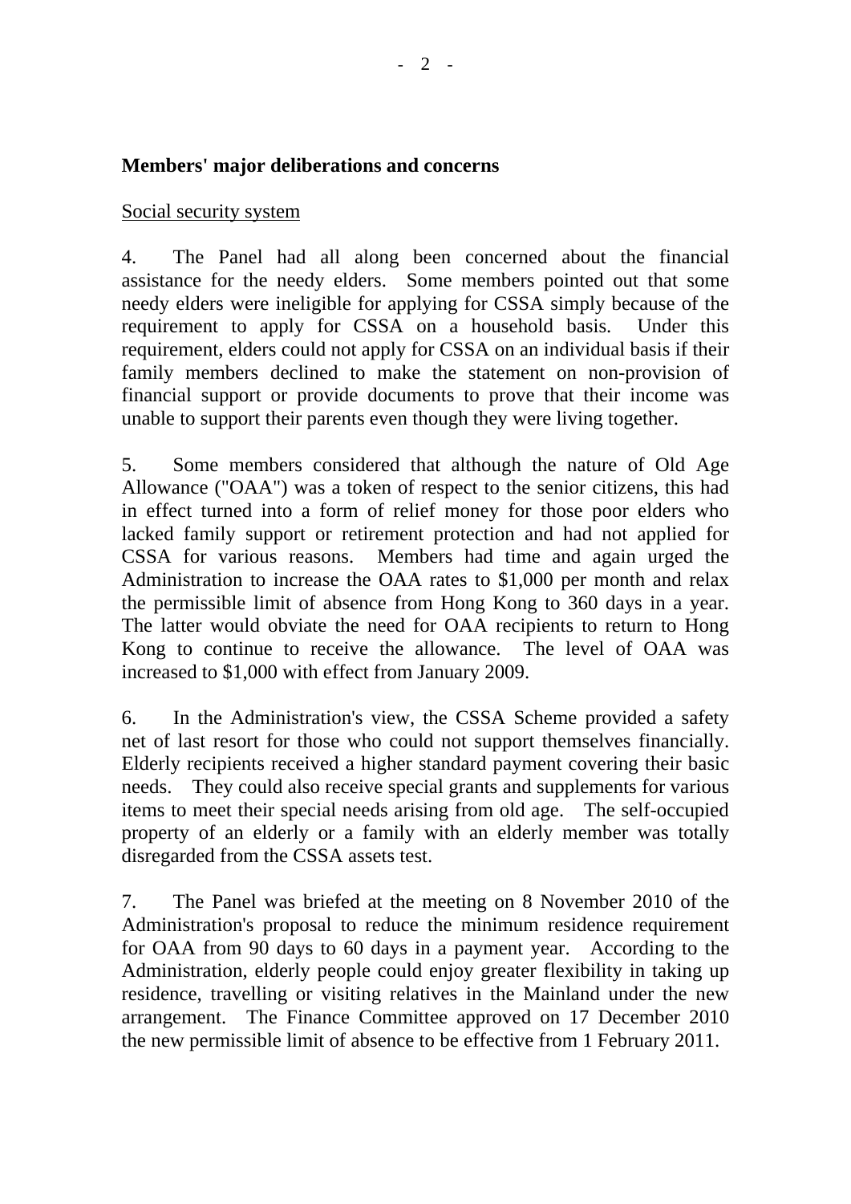**Members' major deliberations and concerns**

Social security system

4. The Panel had all along been concerned about the financial assistance for the needy elders. Some members pointed out that some needy elders were ineligible for applying for CSSA simply because of the requirement to apply for CSSA on a household basis. Under this requirement, elders could not apply for CSSA on an individual basis if their family members declined to make the statement on non-provision of financial support or provide documents to prove that their income was unable to support their parents even though they were living together.

5. Some members considered that although the nature of Old Age Allowance ("OAA") was a token of respect to the senior citizens, this had in effect turned into a form of relief money for those poor elders who lacked family support or retirement protection and had not applied for CSSA for various reasons. Members had time and again urged the Administration to increase the OAA rates to $1,000 per month and relax the permissible limit of absence from Hong Kong to 360 days in a year. The latter would obviate the need for OAA recipients to return to Hong Kong to continue to receive the allowance. The level of OAA was increased to $1,000 with effect from January 2009.

6. In the Administration's view, the CSSA Scheme provided a safety net of last resort for those who could not support themselves financially. Elderly recipients received a higher standard payment covering their basic needs. They could also receive special grants and supplements for various items to meet their special needs arising from old age. The self-occupied property of an elderly or a family with an elderly member was totally disregarded from the CSSA assets test.

7. The Panel was briefed at the meeting on 8 November 2010 of the Administration's proposal to reduce the minimum residence requirement for OAA from 90 days to 60 days in a payment year. According to the Administration, elderly people could enjoy greater flexibility in taking up residence, travelling or visiting relatives in the Mainland under the new arrangement. The Finance Committee approved on 17 December 2010 the new permissible limit of absence to be effective from 1 February 2011.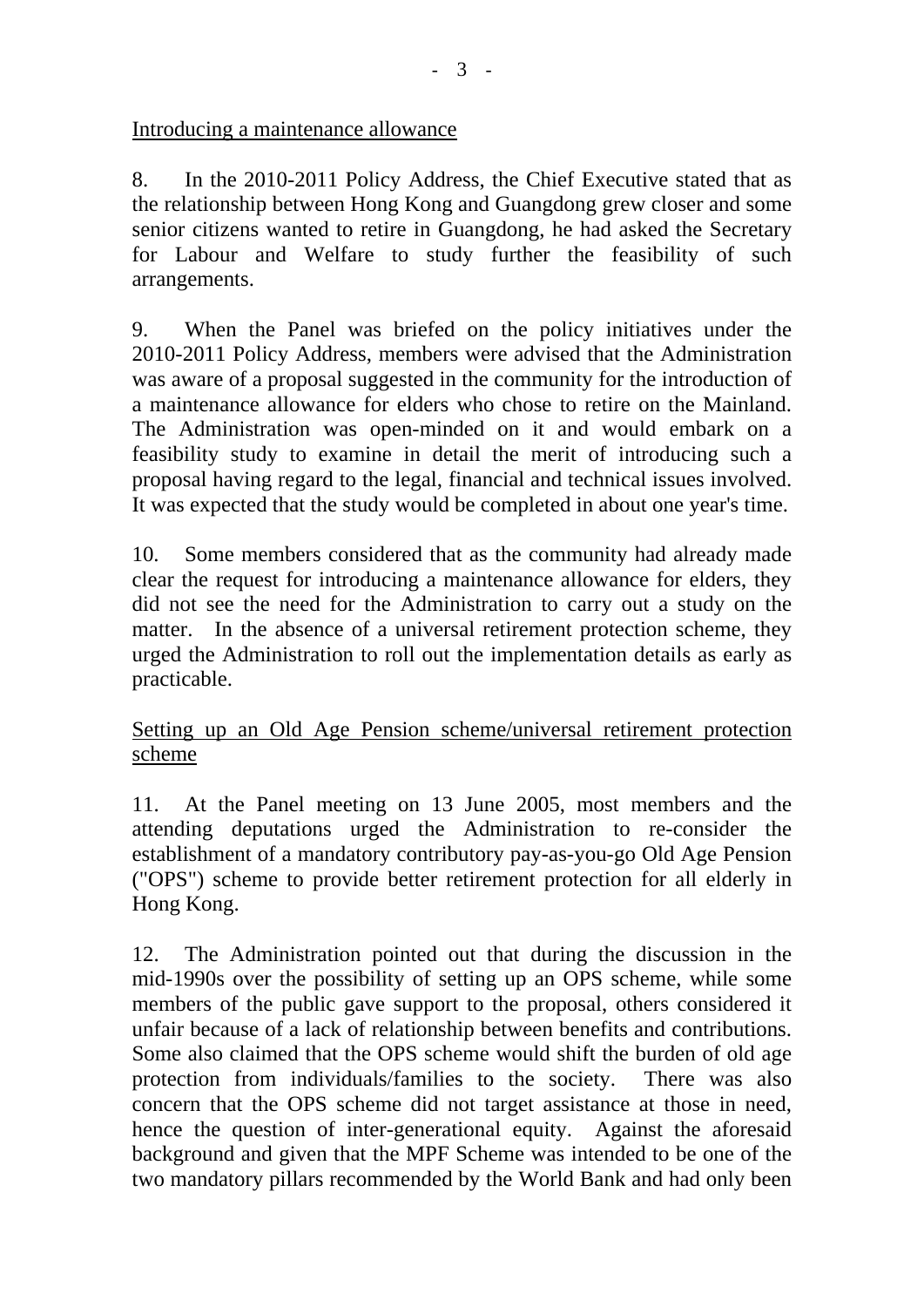Introducing a maintenance allowance

8. In the 2010-2011 Policy Address, the Chief Executive stated that as the relationship between Hong Kong and Guangdong grew closer and some senior citizens wanted to retire in Guangdong, he had asked the Secretary for Labour and Welfare to study further the feasibility of such arrangements.

9. When the Panel was briefed on the policy initiatives under the 2010-2011 Policy Address, members were advised that the Administration was aware of a proposal suggested in the community for the introduction of a maintenance allowance for elders who chose to retire on the Mainland. The Administration was open-minded on it and would embark on a feasibility study to examine in detail the merit of introducing such a proposal having regard to the legal, financial and technical issues involved. It was expected that the study would be completed in about one year's time.

10. Some members considered that as the community had already made clear the request for introducing a maintenance allowance for elders, they did not see the need for the Administration to carry out a study on the matter. In the absence of a universal retirement protection scheme, they urged the Administration to roll out the implementation details as early as practicable.

Setting up an Old Age Pension scheme/universal retirement protection scheme

11. At the Panel meeting on 13 June 2005, most members and the attending deputations urged the Administration to re-consider the establishment of a mandatory contributory pay-as-you-go Old Age Pension ("OPS") scheme to provide better retirement protection for all elderly in Hong Kong.

12. The Administration pointed out that during the discussion in the mid-1990s over the possibility of setting up an OPS scheme, while some members of the public gave support to the proposal, others considered it unfair because of a lack of relationship between benefits and contributions. Some also claimed that the OPS scheme would shift the burden of old age protection from individuals/families to the society. There was also concern that the OPS scheme did not target assistance at those in need, hence the question of inter-generational equity. Against the aforesaid background and given that the MPF Scheme was intended to be one of the two mandatory pillars recommended by the World Bank and had only been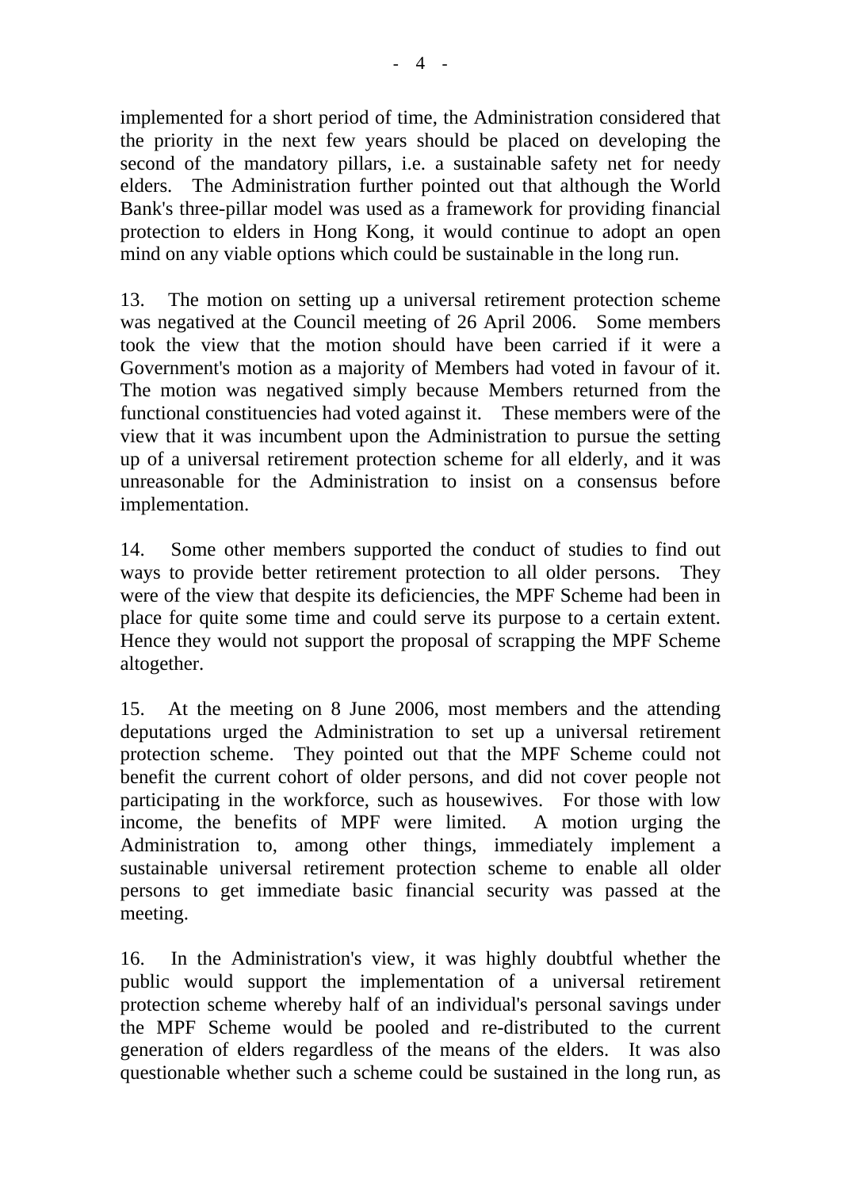implemented for a short period of time, the Administration considered that the priority in the next few years should be placed on developing the second of the mandatory pillars, i.e. a sustainable safety net for needy elders. The Administration further pointed out that although the World Bank's three-pillar model was used as a framework for providing financial protection to elders in Hong Kong, it would continue to adopt an open mind on any viable options which could be sustainable in the long run.

13. The motion on setting up a universal retirement protection scheme was negatived at the Council meeting of 26 April 2006. Some members took the view that the motion should have been carried if it were a Government's motion as a majority of Members had voted in favour of it. The motion was negatived simply because Members returned from the functional constituencies had voted against it. These members were of the view that it was incumbent upon the Administration to pursue the setting up of a universal retirement protection scheme for all elderly, and it was unreasonable for the Administration to insist on a consensus before implementation.

14. Some other members supported the conduct of studies to find out ways to provide better retirement protection to all older persons. They were of the view that despite its deficiencies, the MPF Scheme had been in place for quite some time and could serve its purpose to a certain extent. Hence they would not support the proposal of scrapping the MPF Scheme altogether.

15. At the meeting on 8 June 2006, most members and the attending deputations urged the Administration to set up a universal retirement protection scheme. They pointed out that the MPF Scheme could not benefit the current cohort of older persons, and did not cover people not participating in the workforce, such as housewives. For those with low income, the benefits of MPF were limited. A motion urging the Administration to, among other things, immediately implement a sustainable universal retirement protection scheme to enable all older persons to get immediate basic financial security was passed at the meeting.

16. In the Administration's view, it was highly doubtful whether the public would support the implementation of a universal retirement protection scheme whereby half of an individual's personal savings under the MPF Scheme would be pooled and re-distributed to the current generation of elders regardless of the means of the elders. It was also questionable whether such a scheme could be sustained in the long run, as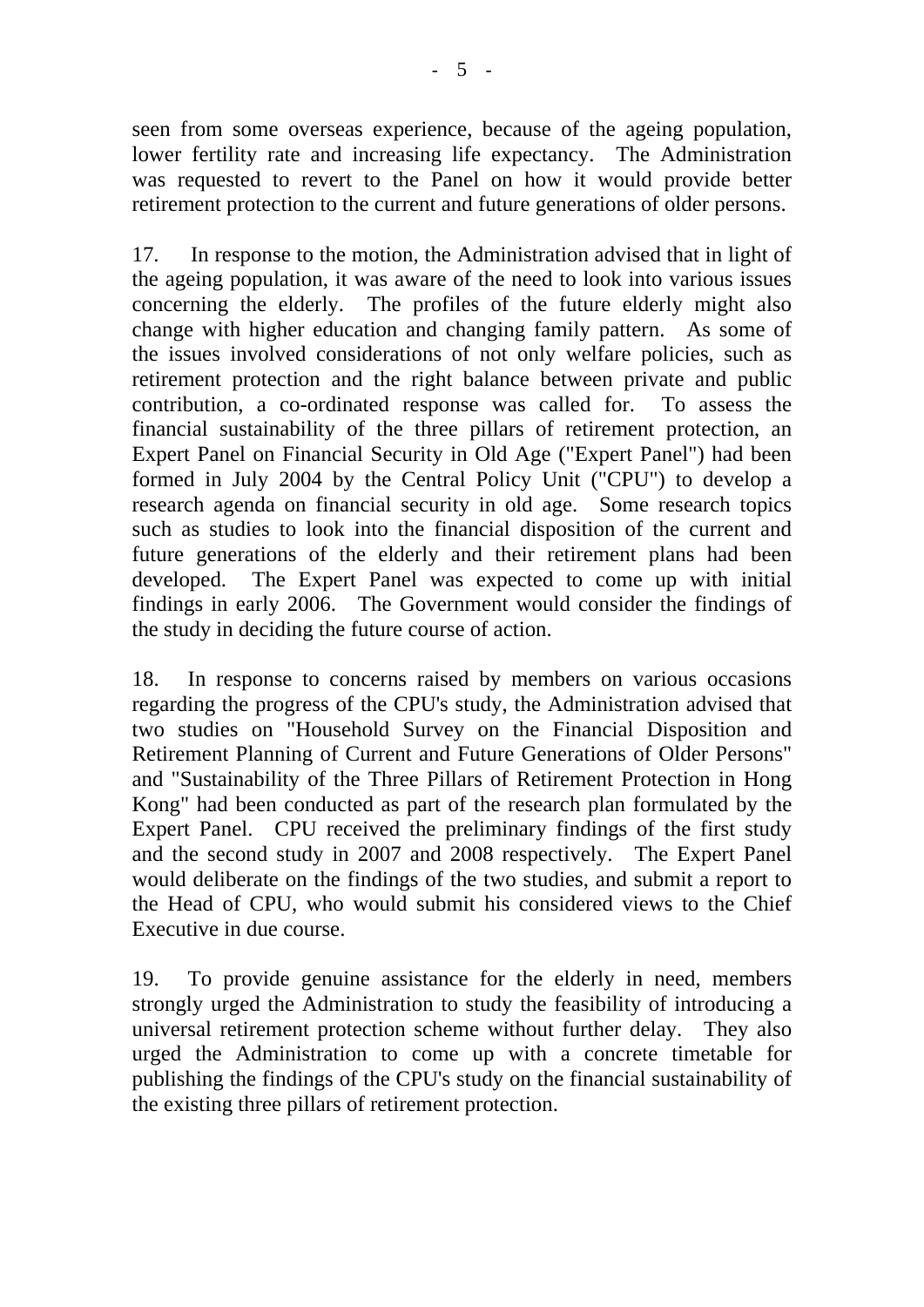seen from some overseas experience, because of the ageing population, lower fertility rate and increasing life expectancy. The Administration was requested to revert to the Panel on how it would provide better retirement protection to the current and future generations of older persons.

17. In response to the motion, the Administration advised that in light of the ageing population, it was aware of the need to look into various issues concerning the elderly. The profiles of the future elderly might also change with higher education and changing family pattern. As some of the issues involved considerations of not only welfare policies, such as retirement protection and the right balance between private and public contribution, a co-ordinated response was called for. To assess the financial sustainability of the three pillars of retirement protection, an Expert Panel on Financial Security in Old Age ("Expert Panel") had been formed in July 2004 by the Central Policy Unit ("CPU") to develop a research agenda on financial security in old age. Some research topics such as studies to look into the financial disposition of the current and future generations of the elderly and their retirement plans had been developed. The Expert Panel was expected to come up with initial findings in early 2006. The Government would consider the findings of the study in deciding the future course of action.

18. In response to concerns raised by members on various occasions regarding the progress of the CPU's study, the Administration advised that two studies on "Household Survey on the Financial Disposition and Retirement Planning of Current and Future Generations of Older Persons" and "Sustainability of the Three Pillars of Retirement Protection in Hong Kong" had been conducted as part of the research plan formulated by the Expert Panel. CPU received the preliminary findings of the first study and the second study in 2007 and 2008 respectively. The Expert Panel would deliberate on the findings of the two studies, and submit a report to the Head of CPU, who would submit his considered views to the Chief Executive in due course.

19. To provide genuine assistance for the elderly in need, members strongly urged the Administration to study the feasibility of introducing a universal retirement protection scheme without further delay. They also urged the Administration to come up with a concrete timetable for publishing the findings of the CPU's study on the financial sustainability of the existing three pillars of retirement protection.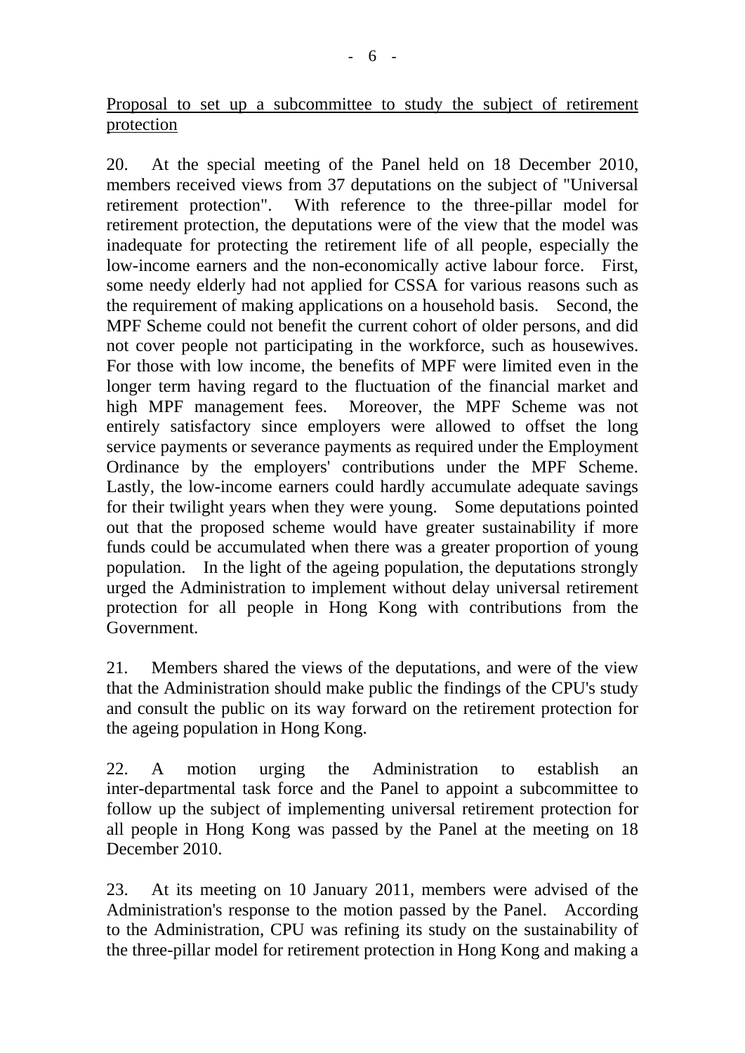Proposal to set up a subcommittee to study the subject of retirement protection

20. At the special meeting of the Panel held on 18 December 2010, members received views from 37 deputations on the subject of "Universal retirement protection". With reference to the three-pillar model for retirement protection, the deputations were of the view that the model was inadequate for protecting the retirement life of all people, especially the low-income earners and the non-economically active labour force. First, some needy elderly had not applied for CSSA for various reasons such as the requirement of making applications on a household basis. Second, the MPF Scheme could not benefit the current cohort of older persons, and did not cover people not participating in the workforce, such as housewives. For those with low income, the benefits of MPF were limited even in the longer term having regard to the fluctuation of the financial market and high MPF management fees. Moreover, the MPF Scheme was not entirely satisfactory since employers were allowed to offset the long service payments or severance payments as required under the Employment Ordinance by the employers' contributions under the MPF Scheme. Lastly, the low-income earners could hardly accumulate adequate savings for their twilight years when they were young. Some deputations pointed out that the proposed scheme would have greater sustainability if more funds could be accumulated when there was a greater proportion of young population. In the light of the ageing population, the deputations strongly urged the Administration to implement without delay universal retirement protection for all people in Hong Kong with contributions from the Government.

21. Members shared the views of the deputations, and were of the view that the Administration should make public the findings of the CPU's study and consult the public on its way forward on the retirement protection for the ageing population in Hong Kong.

22. A motion urging the Administration to establish an inter-departmental task force and the Panel to appoint a subcommittee to follow up the subject of implementing universal retirement protection for all people in Hong Kong was passed by the Panel at the meeting on 18 December 2010.

23. At its meeting on 10 January 2011, members were advised of the Administration's response to the motion passed by the Panel. According to the Administration, CPU was refining its study on the sustainability of the three-pillar model for retirement protection in Hong Kong and making a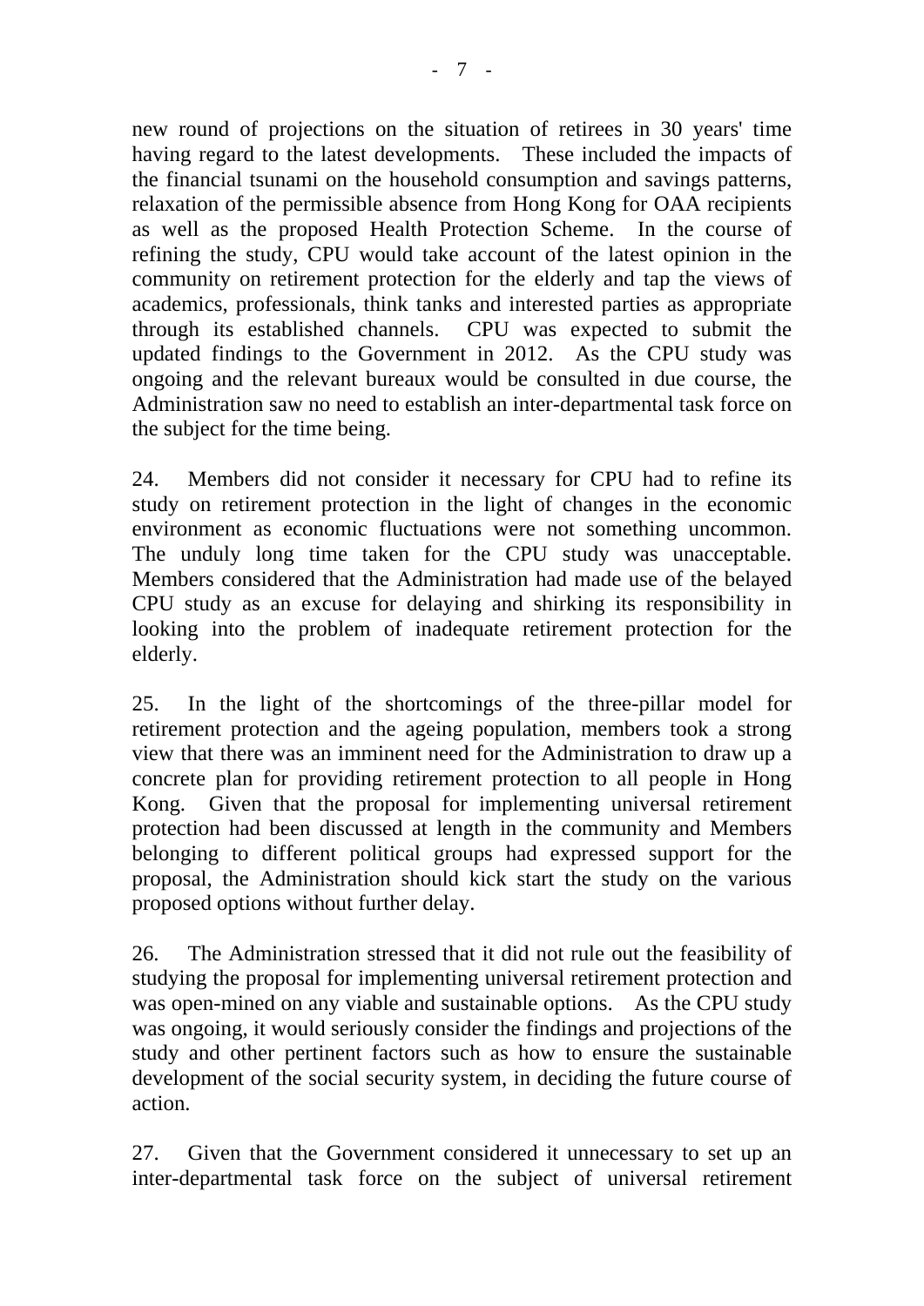new round of projections on the situation of retirees in 30 years' time having regard to the latest developments. These included the impacts of the financial tsunami on the household consumption and savings patterns, relaxation of the permissible absence from Hong Kong for OAA recipients as well as the proposed Health Protection Scheme. In the course of refining the study, CPU would take account of the latest opinion in the community on retirement protection for the elderly and tap the views of academics, professionals, think tanks and interested parties as appropriate through its established channels. CPU was expected to submit the updated findings to the Government in 2012. As the CPU study was ongoing and the relevant bureaux would be consulted in due course, the Administration saw no need to establish an inter-departmental task force on the subject for the time being.

24. Members did not consider it necessary for CPU had to refine its study on retirement protection in the light of changes in the economic environment as economic fluctuations were not something uncommon. The unduly long time taken for the CPU study was unacceptable. Members considered that the Administration had made use of the belayed CPU study as an excuse for delaying and shirking its responsibility in looking into the problem of inadequate retirement protection for the elderly.

25. In the light of the shortcomings of the three-pillar model for retirement protection and the ageing population, members took a strong view that there was an imminent need for the Administration to draw up a concrete plan for providing retirement protection to all people in Hong Kong. Given that the proposal for implementing universal retirement protection had been discussed at length in the community and Members belonging to different political groups had expressed support for the proposal, the Administration should kick start the study on the various proposed options without further delay.

26. The Administration stressed that it did not rule out the feasibility of studying the proposal for implementing universal retirement protection and was open-mined on any viable and sustainable options. As the CPU study was ongoing, it would seriously consider the findings and projections of the study and other pertinent factors such as how to ensure the sustainable development of the social security system, in deciding the future course of action.

27. Given that the Government considered it unnecessary to set up an inter-departmental task force on the subject of universal retirement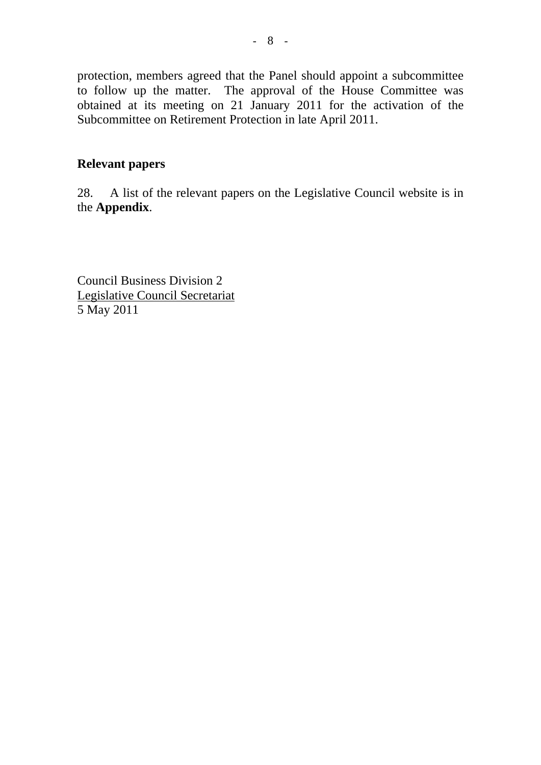protection, members agreed that the Panel should appoint a subcommittee to follow up the matter. The approval of the House Committee was obtained at its meeting on 21 January 2011 for the activation of the Subcommittee on Retirement Protection in late April 2011.

## Relevant papers

28. A list of the relevant papers on the Legislative Council website is in the **Appendix**.

Council Business Division 2
Legislative Council Secretariat
5 May 2011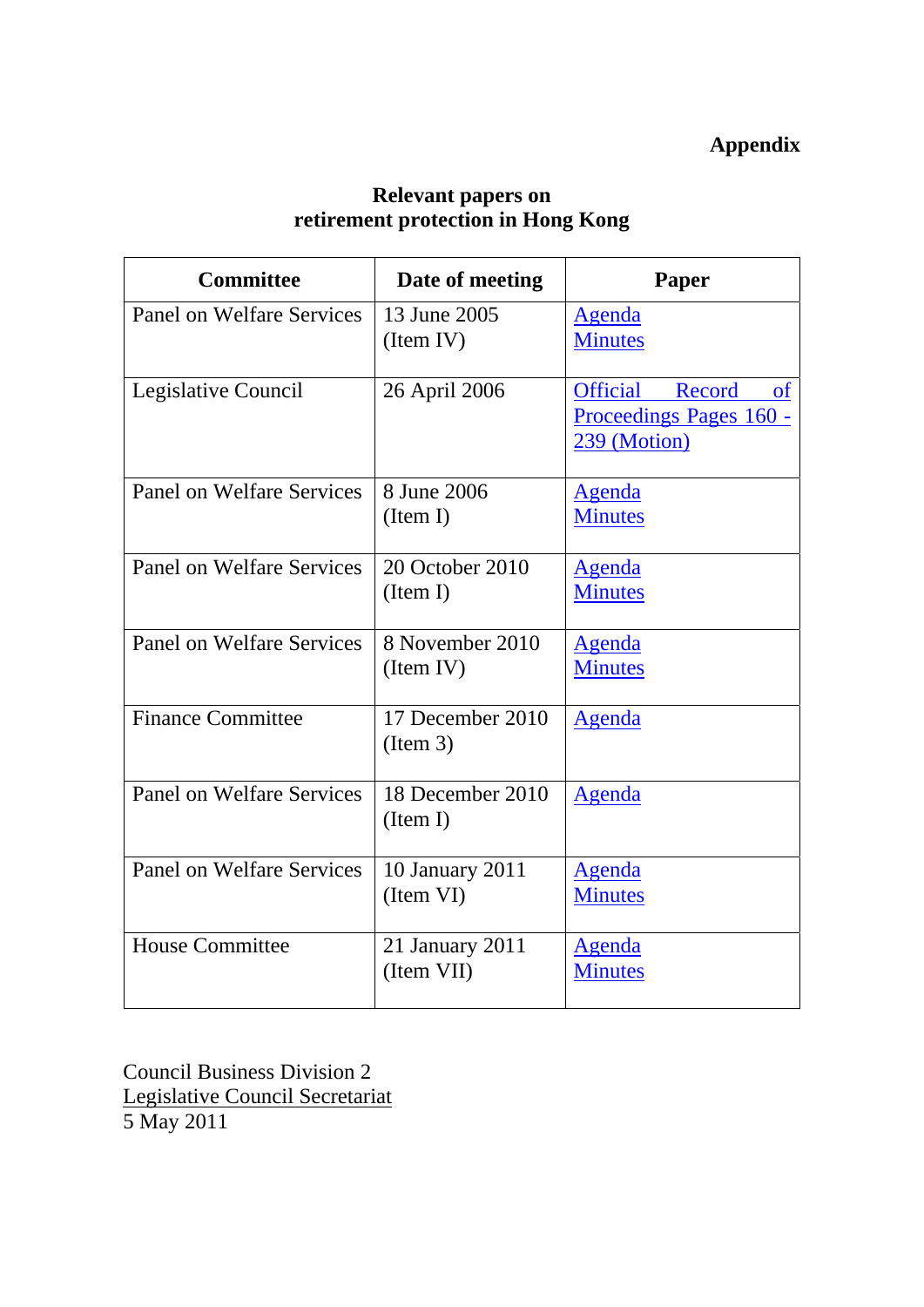**Appendix**

**Relevant papers on**
**retirement protection in Hong Kong**

| Committee | Date of meeting | Paper |
|---|---|---|
| Panel on Welfare Services | 13 June 2005 (Item IV) | Agenda Minutes |
| Legislative Council | 26 April 2006 | Official Record of Proceedings Pages 160 - 239 (Motion) |
| Panel on Welfare Services | 8 June 2006 (Item I) | Agenda Minutes |
| Panel on Welfare Services | 20 October 2010 (Item I) | Agenda Minutes |
| Panel on Welfare Services | 8 November 2010 (Item IV) | Agenda Minutes |
| Finance Committee | 17 December 2010 (Item 3) | Agenda |
| Panel on Welfare Services | 18 December 2010 (Item I) | Agenda |
| Panel on Welfare Services | 10 January 2011 (Item VI) | Agenda Minutes |
| House Committee | 21 January 2011 (Item VII) | Agenda Minutes |

Council Business Division 2
Legislative Council Secretariat
5 May 2011